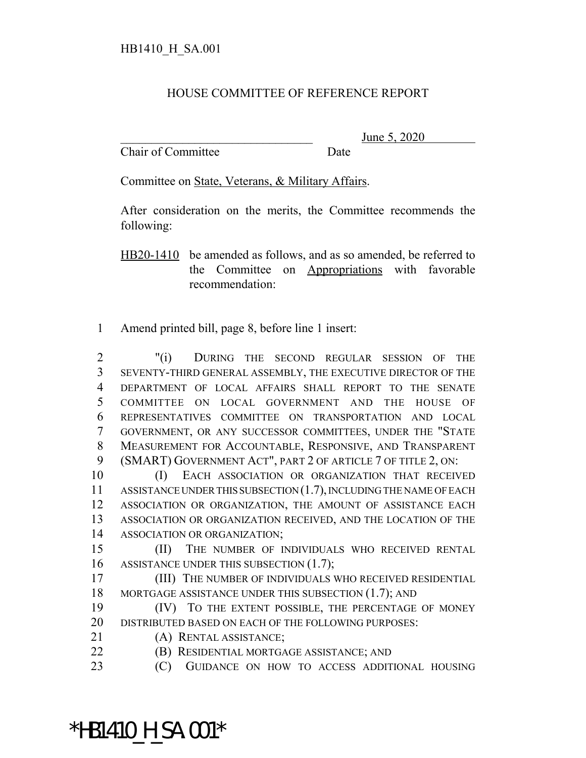HB1410_H_SA.001

HOUSE COMMITTEE OF REFERENCE REPORT

_________________________________ June 5, 2020
Chair of Committee Date

Committee on State, Veterans, & Military Affairs.

After consideration on the merits, the Committee recommends the following:

HB20-1410 be amended as follows, and as so amended, be referred to the Committee on Appropriations with favorable recommendation:

1 Amend printed bill, page 8, before line 1 insert:

2 "(i) DURING THE SECOND REGULAR SESSION OF THE
3 SEVENTY-THIRD GENERAL ASSEMBLY, THE EXECUTIVE DIRECTOR OF THE
4 DEPARTMENT OF LOCAL AFFAIRS SHALL REPORT TO THE SENATE
5 COMMITTEE ON LOCAL GOVERNMENT AND THE HOUSE OF
6 REPRESENTATIVES COMMITTEE ON TRANSPORTATION AND LOCAL
7 GOVERNMENT, OR ANY SUCCESSOR COMMITTEES, UNDER THE "STATE
8 MEASUREMENT FOR ACCOUNTABLE, RESPONSIVE, AND TRANSPARENT
9 (SMART) GOVERNMENT ACT", PART 2 OF ARTICLE 7 OF TITLE 2, ON:
10 (I) EACH ASSOCIATION OR ORGANIZATION THAT RECEIVED
11 ASSISTANCE UNDER THIS SUBSECTION (1.7), INCLUDING THE NAME OF EACH
12 ASSOCIATION OR ORGANIZATION, THE AMOUNT OF ASSISTANCE EACH
13 ASSOCIATION OR ORGANIZATION RECEIVED, AND THE LOCATION OF THE
14 ASSOCIATION OR ORGANIZATION;
15 (II) THE NUMBER OF INDIVIDUALS WHO RECEIVED RENTAL
16 ASSISTANCE UNDER THIS SUBSECTION (1.7);
17 (III) THE NUMBER OF INDIVIDUALS WHO RECEIVED RESIDENTIAL
18 MORTGAGE ASSISTANCE UNDER THIS SUBSECTION (1.7); AND
19 (IV) TO THE EXTENT POSSIBLE, THE PERCENTAGE OF MONEY
20 DISTRIBUTED BASED ON EACH OF THE FOLLOWING PURPOSES:
21 (A) RENTAL ASSISTANCE;
22 (B) RESIDENTIAL MORTGAGE ASSISTANCE; AND
23 (C) GUIDANCE ON HOW TO ACCESS ADDITIONAL HOUSING

*HB1410_H_SA.001*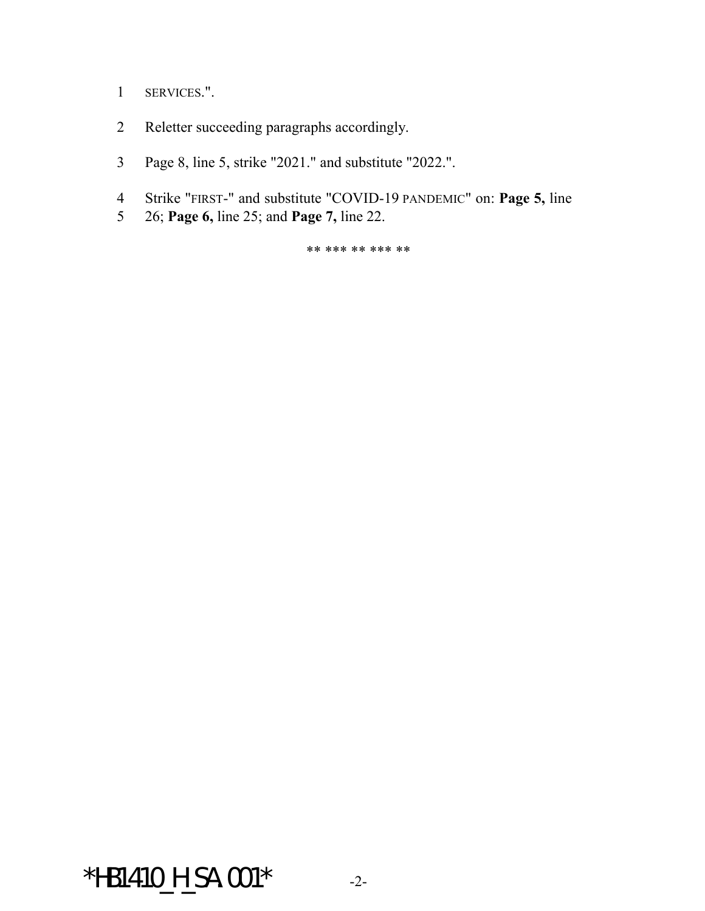1 SERVICES.".

2 Reletter succeeding paragraphs accordingly.

3 Page 8, line 5, strike "2021." and substitute "2022.".

4 Strike "FIRST-" and substitute "COVID-19 PANDEMIC" on: **Page 5,** line
5 26; **Page 6,** line 25; and **Page 7,** line 22.

** *** ** *** **

*HB1410_H_SA.001*